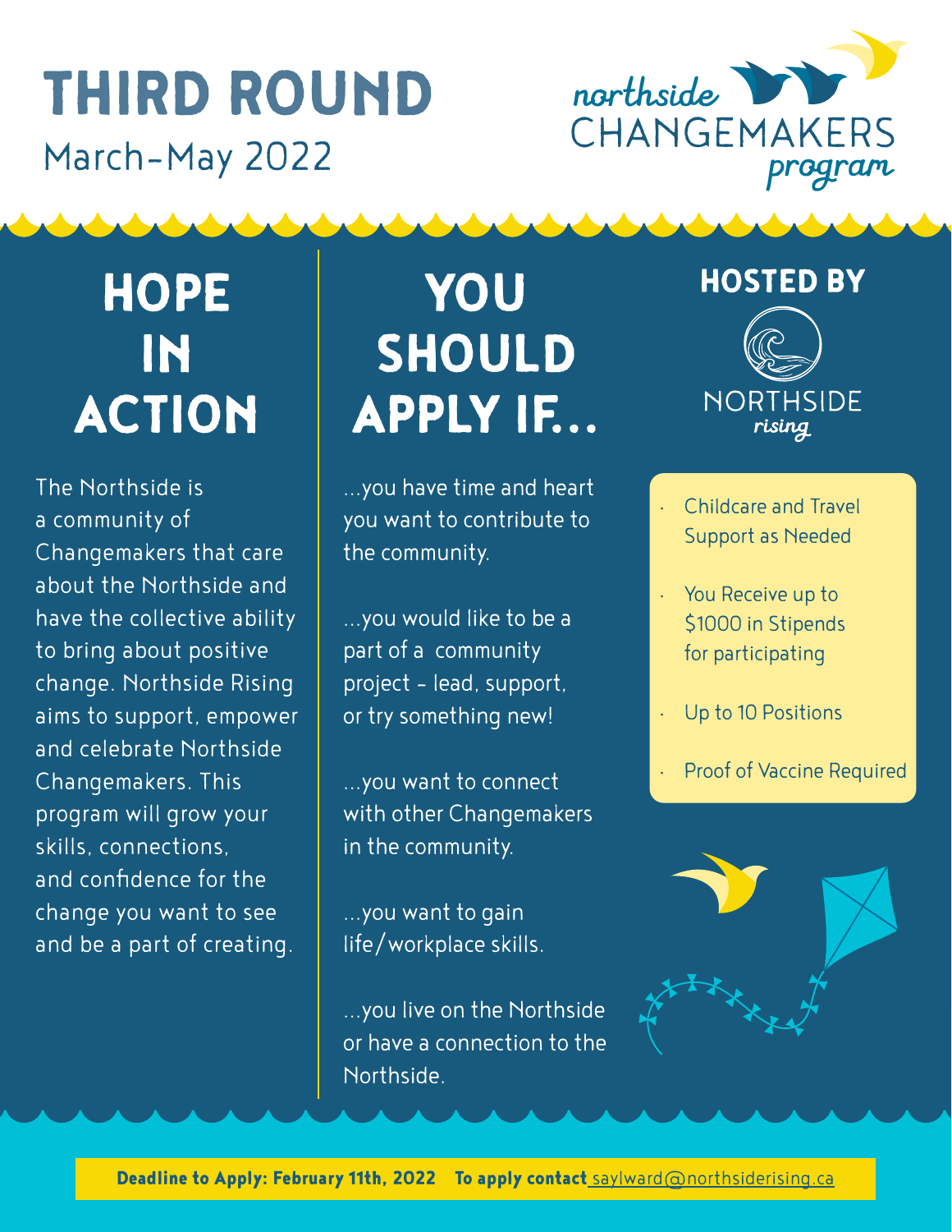# THIRD ROUND

March-May 2022

northside CHANGEMAKERS program

## HOPE IN ACTION

The Northside is a community of Changemakers that care about the Northside and have the collective ability to bring about positive change. Northside Rising aims to support, empower and celebrate Northside Changemakers. This program will grow your skills, connections, and confidence for the change you want to see and be a part of creating.

## YOU SHOULD APPLY IF...

...you have time and heart you want to contribute to the community.

...you would like to be a part of a community project - lead, support, or try something new!

...you want to connect with other Changemakers in the community.

...you want to gain life/workplace skills.

...you live on the Northside or have a connection to the Northside.

## HOSTED BY

NORTHSIDE rising

- Childcare and Travel Support as Needed
- You Receive up to $1000 in Stipends for participating
- Up to 10 Positions
- Proof of Vaccine Required

**Deadline to Apply: February 11th, 2022** **To apply contact** saylward@northsiderising.ca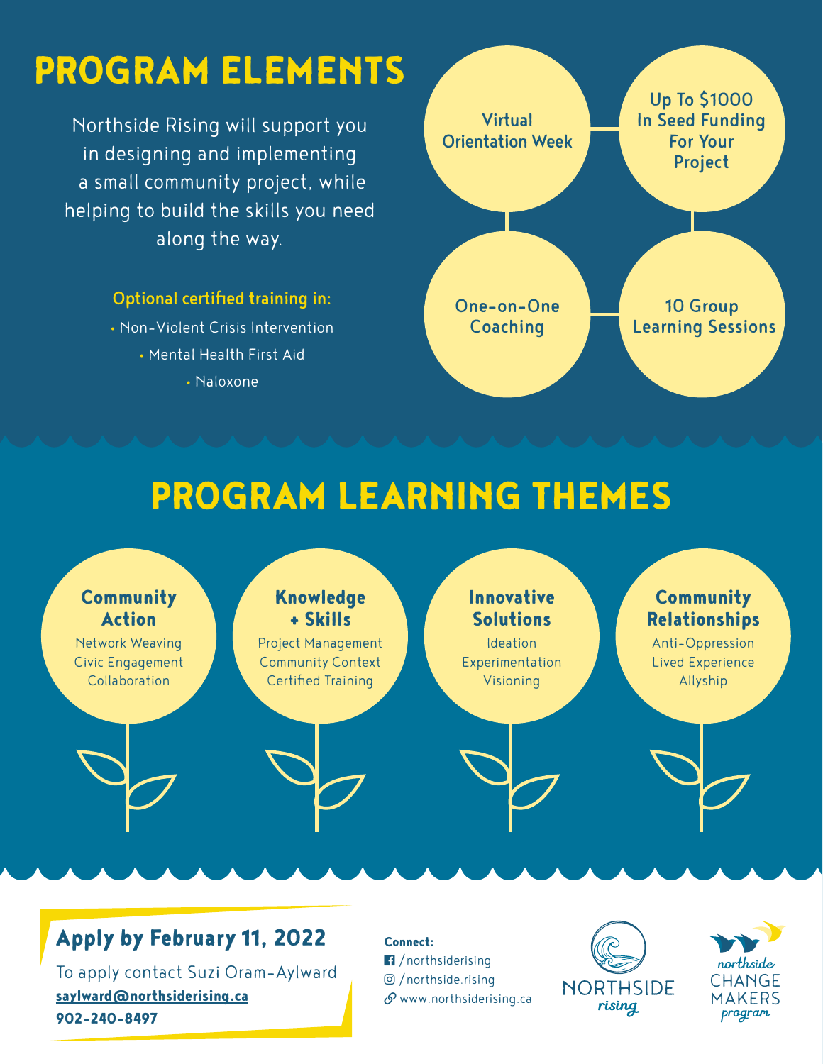# PROGRAM ELEMENTS

Northside Rising will support you in designing and implementing a small community project, while helping to build the skills you need along the way.

**Optional certified training in:**

- Non-Violent Crisis Intervention
- Mental Health First Aid
- Naloxone

- Virtual Orientation Week
- Up To $1000 In Seed Funding For Your Project
- One-on-One Coaching
- 10 Group Learning Sessions

# PROGRAM LEARNING THEMES

**Community Action**
Network Weaving
Civic Engagement
Collaboration

**Knowledge + Skills**
Project Management
Community Context
Certified Training

**Innovative Solutions**
Ideation
Experimentation
Visioning

**Community Relationships**
Anti-Oppression
Lived Experience
Allyship

## Apply by February 11, 2022

To apply contact Suzi Oram-Aylward
**saylward@northsiderising.ca**
**902-240-8497**

**Connect:**
/northsiderising
/northside.rising
www.northsiderising.ca

NORTHSIDE rising

northside CHANGE MAKERS program